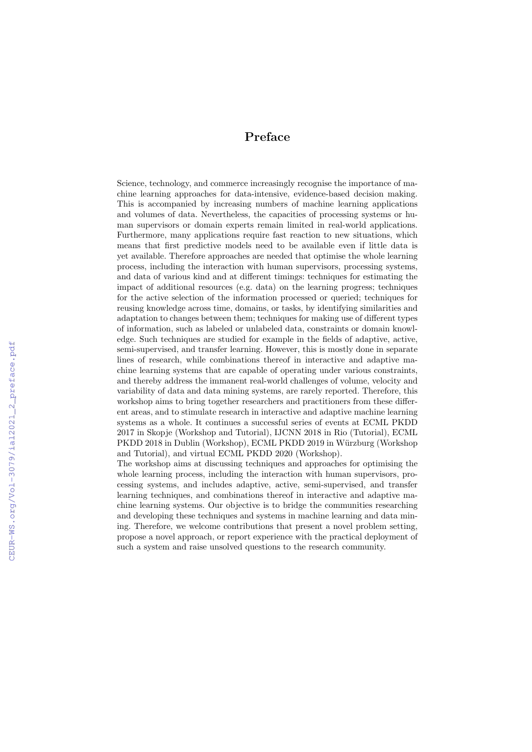# Preface

Science, technology, and commerce increasingly recognise the importance of machine learning approaches for data-intensive, evidence-based decision making. This is accompanied by increasing numbers of machine learning applications and volumes of data. Nevertheless, the capacities of processing systems or human supervisors or domain experts remain limited in real-world applications. Furthermore, many applications require fast reaction to new situations, which means that first predictive models need to be available even if little data is yet available. Therefore approaches are needed that optimise the whole learning process, including the interaction with human supervisors, processing systems, and data of various kind and at different timings: techniques for estimating the impact of additional resources (e.g. data) on the learning progress; techniques for the active selection of the information processed or queried; techniques for reusing knowledge across time, domains, or tasks, by identifying similarities and adaptation to changes between them; techniques for making use of different types of information, such as labeled or unlabeled data, constraints or domain knowledge. Such techniques are studied for example in the fields of adaptive, active, semi-supervised, and transfer learning. However, this is mostly done in separate lines of research, while combinations thereof in interactive and adaptive machine learning systems that are capable of operating under various constraints, and thereby address the immanent real-world challenges of volume, velocity and variability of data and data mining systems, are rarely reported. Therefore, this workshop aims to bring together researchers and practitioners from these different areas, and to stimulate research in interactive and adaptive machine learning systems as a whole. It continues a successful series of events at ECML PKDD 2017 in Skopje (Workshop and Tutorial), IJCNN 2018 in Rio (Tutorial), ECML PKDD 2018 in Dublin (Workshop), ECML PKDD 2019 in Würzburg (Workshop and Tutorial), and virtual ECML PKDD 2020 (Workshop).

The workshop aims at discussing techniques and approaches for optimising the whole learning process, including the interaction with human supervisors, processing systems, and includes adaptive, active, semi-supervised, and transfer learning techniques, and combinations thereof in interactive and adaptive machine learning systems. Our objective is to bridge the communities researching and developing these techniques and systems in machine learning and data mining. Therefore, we welcome contributions that present a novel problem setting, propose a novel approach, or report experience with the practical deployment of such a system and raise unsolved questions to the research community.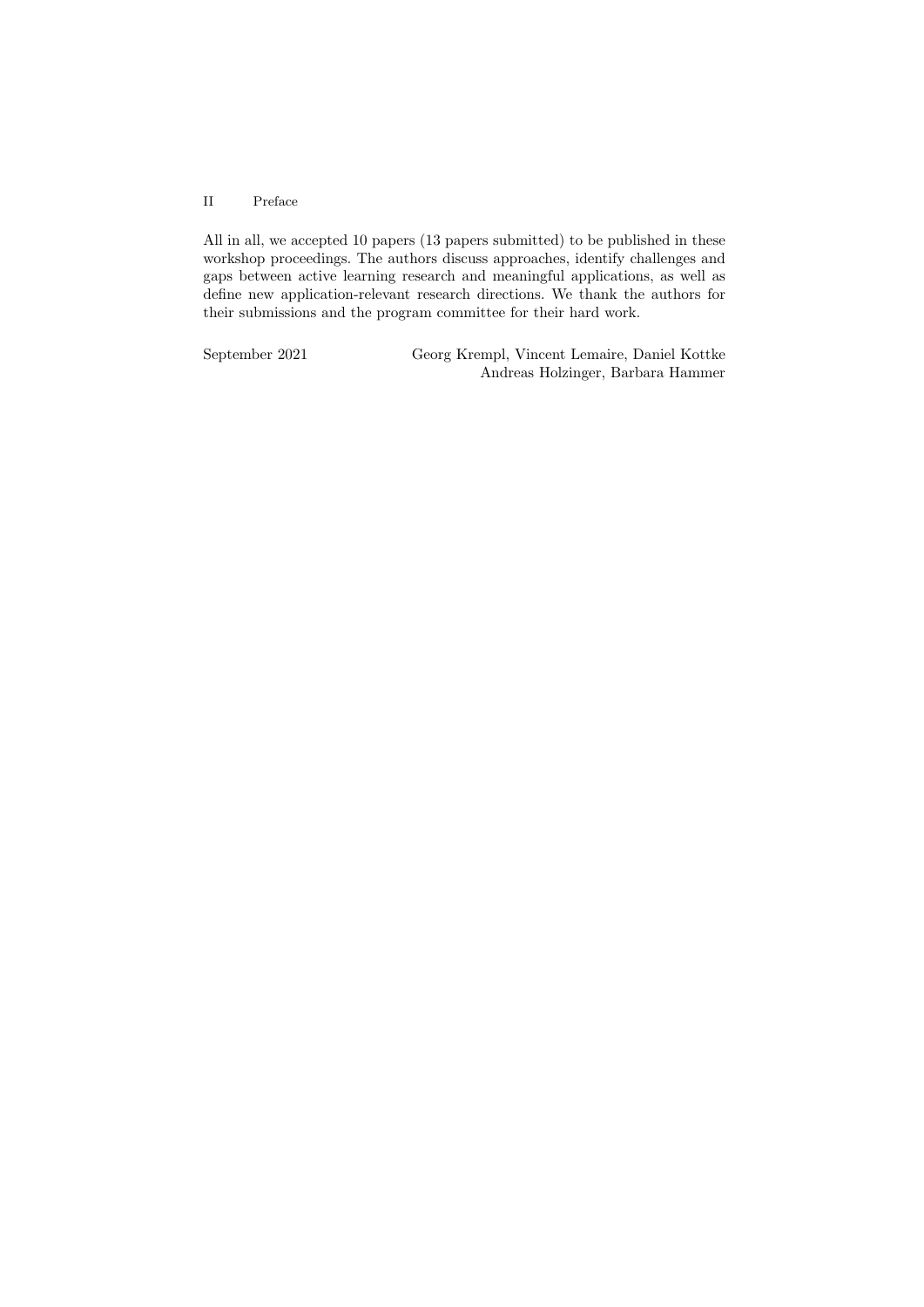All in all, we accepted 10 papers (13 papers submitted) to be published in these workshop proceedings. The authors discuss approaches, identify challenges and gaps between active learning research and meaningful applications, as well as define new application-relevant research directions. We thank the authors for their submissions and the program committee for their hard work.

September 2021

Georg Krempl, Vincent Lemaire, Daniel Kottke
Andreas Holzinger, Barbara Hammer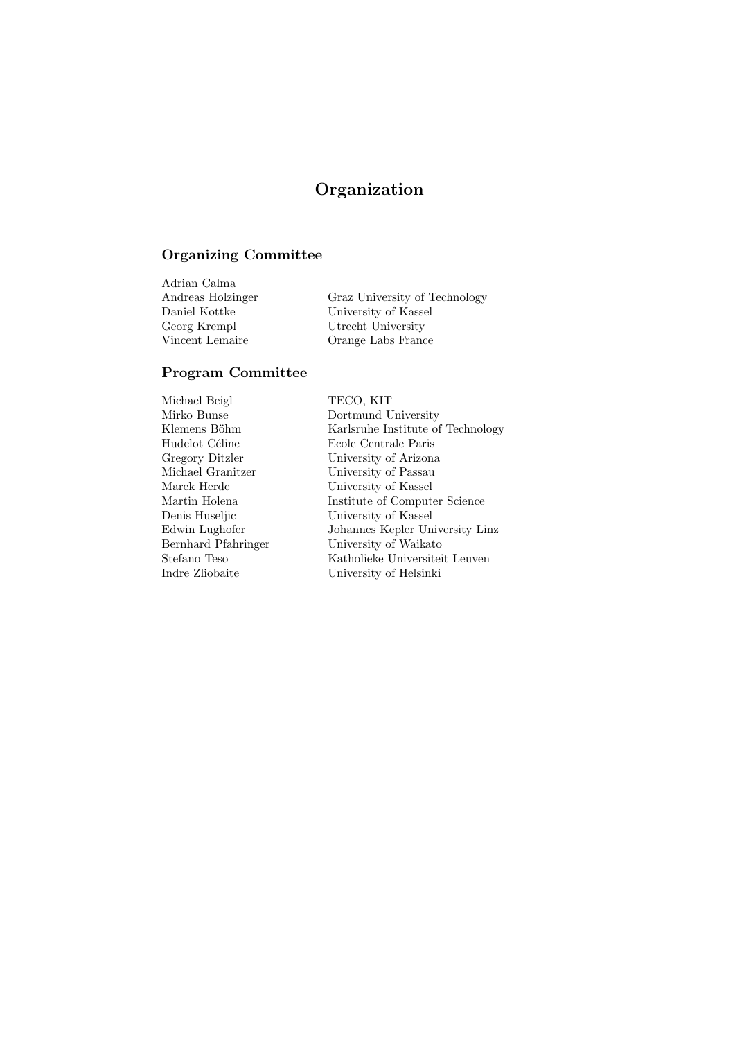# Organization

## Organizing Committee

| | |
|---|---|
| Adrian Calma | |
| Andreas Holzinger | Graz University of Technology |
| Daniel Kottke | University of Kassel |
| Georg Krempl | Utrecht University |
| Vincent Lemaire | Orange Labs France |

## Program Committee

| | |
|---|---|
| Michael Beigl | TECO, KIT |
| Mirko Bunse | Dortmund University |
| Klemens Böhm | Karlsruhe Institute of Technology |
| Hudelot Céline | Ecole Centrale Paris |
| Gregory Ditzler | University of Arizona |
| Michael Granitzer | University of Passau |
| Marek Herde | University of Kassel |
| Martin Holena | Institute of Computer Science |
| Denis Huseljic | University of Kassel |
| Edwin Lughofer | Johannes Kepler University Linz |
| Bernhard Pfahringer | University of Waikato |
| Stefano Teso | Katholieke Universiteit Leuven |
| Indre Zliobaite | University of Helsinki |